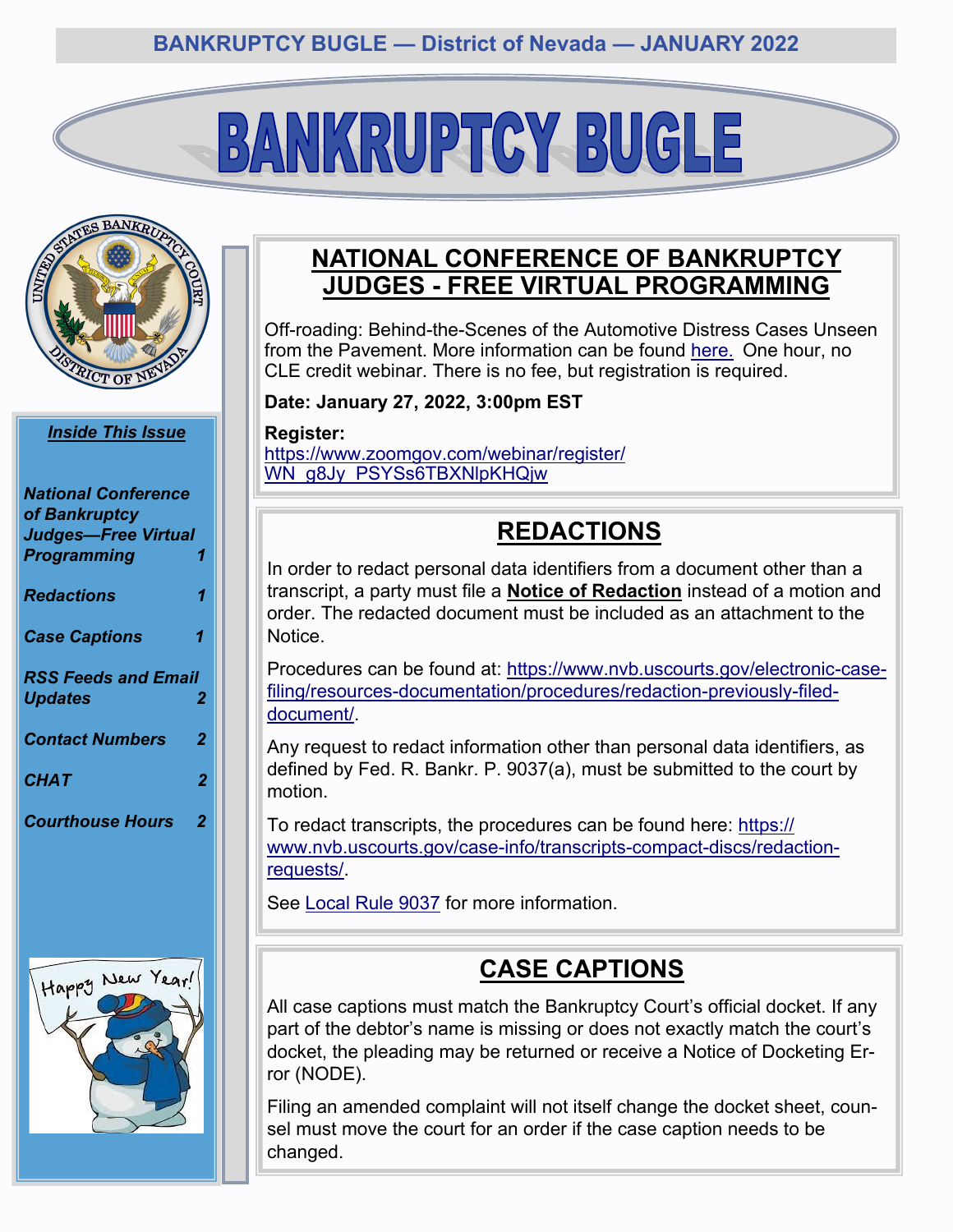# BANKRUPTCY BUGLE

BANKRUPTCY BUGLE — District of Nevada — JANUARY 2022

***Inside This Issue***

- *National Conference of Bankruptcy Judges—Free Virtual Programming* 1
- *Redactions* 1
- *Case Captions* 1
- *RSS Feeds and Email Updates* 2
- *Contact Numbers* 2
- *CHAT* 2
- *Courthouse Hours* 2

## NATIONAL CONFERENCE OF BANKRUPTCY JUDGES - FREE VIRTUAL PROGRAMMING

Off-roading: Behind-the-Scenes of the Automotive Distress Cases Unseen from the Pavement. More information can be found here. One hour, no CLE credit webinar. There is no fee, but registration is required.

**Date: January 27, 2022, 3:00pm EST**

**Register:**
https://www.zoomgov.com/webinar/register/WN_g8Jy_PSYSs6TBXNlpKHQjw

## REDACTIONS

In order to redact personal data identifiers from a document other than a transcript, a party must file a **Notice of Redaction** instead of a motion and order. The redacted document must be included as an attachment to the Notice.

Procedures can be found at: https://www.nvb.uscourts.gov/electronic-case-filing/resources-documentation/procedures/redaction-previously-filed-document/.

Any request to redact information other than personal data identifiers, as defined by Fed. R. Bankr. P. 9037(a), must be submitted to the court by motion.

To redact transcripts, the procedures can be found here: https://www.nvb.uscourts.gov/case-info/transcripts-compact-discs/redaction-requests/.

See Local Rule 9037 for more information.

## CASE CAPTIONS

All case captions must match the Bankruptcy Court's official docket. If any part of the debtor's name is missing or does not exactly match the court's docket, the pleading may be returned or receive a Notice of Docketing Error (NODE).

Filing an amended complaint will not itself change the docket sheet, counsel must move the court for an order if the case caption needs to be changed.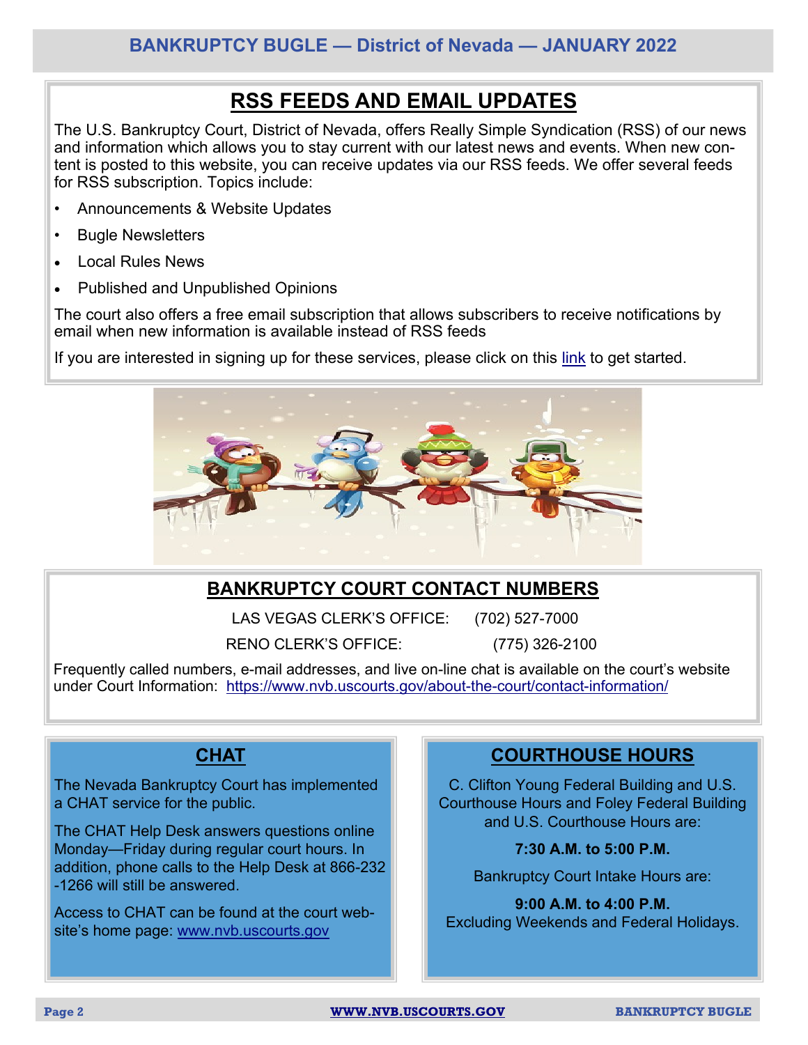## RSS FEEDS AND EMAIL UPDATES

The U.S. Bankruptcy Court, District of Nevada, offers Really Simple Syndication (RSS) of our news and information which allows you to stay current with our latest news and events. When new content is posted to this website, you can receive updates via our RSS feeds. We offer several feeds for RSS subscription. Topics include:

- Announcements & Website Updates
- Bugle Newsletters
- Local Rules News
- Published and Unpublished Opinions

The court also offers a free email subscription that allows subscribers to receive notifications by email when new information is available instead of RSS feeds

If you are interested in signing up for these services, please click on this link to get started.

## BANKRUPTCY COURT CONTACT NUMBERS

LAS VEGAS CLERK'S OFFICE: (702) 527-7000

RENO CLERK'S OFFICE: (775) 326-2100

Frequently called numbers, e-mail addresses, and live on-line chat is available on the court's website under Court Information: https://www.nvb.uscourts.gov/about-the-court/contact-information/

## CHAT

The Nevada Bankruptcy Court has implemented a CHAT service for the public.

The CHAT Help Desk answers questions online Monday—Friday during regular court hours. In addition, phone calls to the Help Desk at 866-232-1266 will still be answered.

Access to CHAT can be found at the court website's home page: www.nvb.uscourts.gov

## COURTHOUSE HOURS

C. Clifton Young Federal Building and U.S. Courthouse Hours and Foley Federal Building and U.S. Courthouse Hours are:

**7:30 A.M. to 5:00 P.M.**

Bankruptcy Court Intake Hours are:

**9:00 A.M. to 4:00 P.M.**
Excluding Weekends and Federal Holidays.